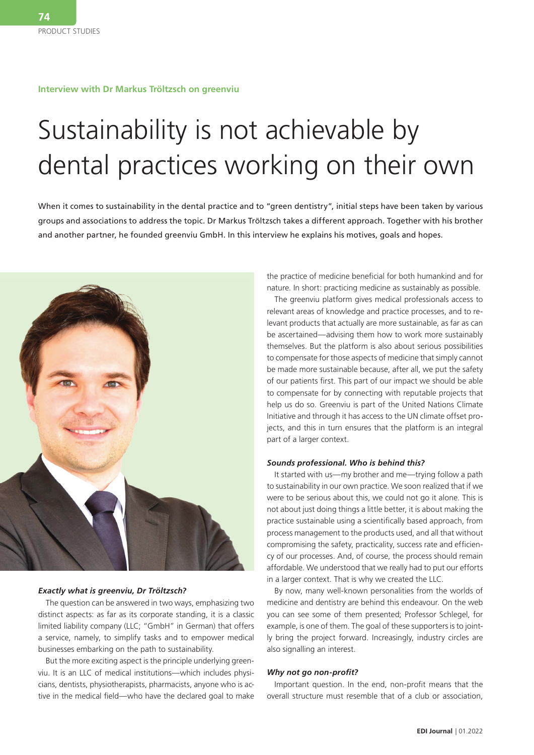**Interview with Dr Markus Tröltzsch on greenviu**

# Sustainability is not achievable by dental practices working on their own

When it comes to sustainability in the dental practice and to "green dentistry", initial steps have been taken by various groups and associations to address the topic. Dr Markus Tröltzsch takes a different approach. Together with his brother and another partner, he founded greenviu GmbH. In this interview he explains his motives, goals and hopes.

***Exactly what is greenviu, Dr Tröltzsch?***

The question can be answered in two ways, emphasizing two distinct aspects: as far as its corporate standing, it is a classic limited liability company (LLC; "GmbH" in German) that offers a service, namely, to simplify tasks and to empower medical businesses embarking on the path to sustainability.

But the more exciting aspect is the principle underlying greenviu. It is an LLC of medical institutions—which includes physicians, dentists, physiotherapists, pharmacists, anyone who is active in the medical field—who have the declared goal to make the practice of medicine beneficial for both humankind and for nature. In short: practicing medicine as sustainably as possible.

The greenviu platform gives medical professionals access to relevant areas of knowledge and practice processes, and to relevant products that actually are more sustainable, as far as can be ascertained—advising them how to work more sustainably themselves. But the platform is also about serious possibilities to compensate for those aspects of medicine that simply cannot be made more sustainable because, after all, we put the safety of our patients first. This part of our impact we should be able to compensate for by connecting with reputable projects that help us do so. Greenviu is part of the United Nations Climate Initiative and through it has access to the UN climate offset projects, and this in turn ensures that the platform is an integral part of a larger context.

***Sounds professional. Who is behind this?***

It started with us—my brother and me—trying follow a path to sustainability in our own practice. We soon realized that if we were to be serious about this, we could not go it alone. This is not about just doing things a little better, it is about making the practice sustainable using a scientifically based approach, from process management to the products used, and all that without compromising the safety, practicality, success rate and efficiency of our processes. And, of course, the process should remain affordable. We understood that we really had to put our efforts in a larger context. That is why we created the LLC.

By now, many well-known personalities from the worlds of medicine and dentistry are behind this endeavour. On the web you can see some of them presented; Professor Schlegel, for example, is one of them. The goal of these supporters is to jointly bring the project forward. Increasingly, industry circles are also signalling an interest.

***Why not go non-profit?***

Important question. In the end, non-profit means that the overall structure must resemble that of a club or association,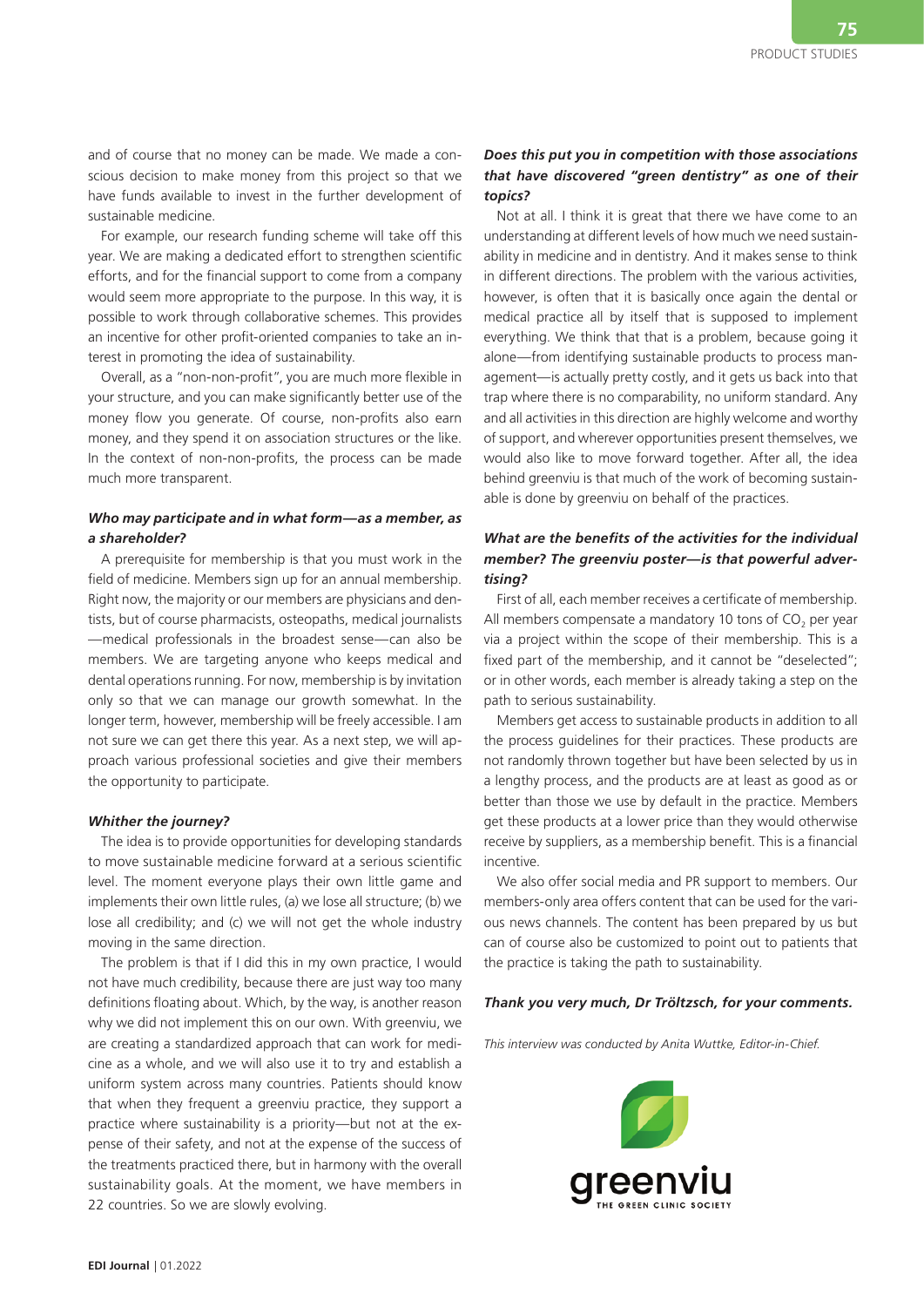and of course that no money can be made. We made a conscious decision to make money from this project so that we have funds available to invest in the further development of sustainable medicine.

For example, our research funding scheme will take off this year. We are making a dedicated effort to strengthen scientific efforts, and for the financial support to come from a company would seem more appropriate to the purpose. In this way, it is possible to work through collaborative schemes. This provides an incentive for other profit-oriented companies to take an interest in promoting the idea of sustainability.

Overall, as a "non-non-profit", you are much more flexible in your structure, and you can make significantly better use of the money flow you generate. Of course, non-profits also earn money, and they spend it on association structures or the like. In the context of non-non-profits, the process can be made much more transparent.

***Who may participate and in what form—as a member, as a shareholder?***

A prerequisite for membership is that you must work in the field of medicine. Members sign up for an annual membership. Right now, the majority or our members are physicians and dentists, but of course pharmacists, osteopaths, medical journalists—medical professionals in the broadest sense—can also be members. We are targeting anyone who keeps medical and dental operations running. For now, membership is by invitation only so that we can manage our growth somewhat. In the longer term, however, membership will be freely accessible. I am not sure we can get there this year. As a next step, we will approach various professional societies and give their members the opportunity to participate.

***Whither the journey?***

The idea is to provide opportunities for developing standards to move sustainable medicine forward at a serious scientific level. The moment everyone plays their own little game and implements their own little rules, (a) we lose all structure; (b) we lose all credibility; and (c) we will not get the whole industry moving in the same direction.

The problem is that if I did this in my own practice, I would not have much credibility, because there are just way too many definitions floating about. Which, by the way, is another reason why we did not implement this on our own. With greenviu, we are creating a standardized approach that can work for medicine as a whole, and we will also use it to try and establish a uniform system across many countries. Patients should know that when they frequent a greenviu practice, they support a practice where sustainability is a priority—but not at the expense of their safety, and not at the expense of the success of the treatments practiced there, but in harmony with the overall sustainability goals. At the moment, we have members in 22 countries. So we are slowly evolving.

***Does this put you in competition with those associations that have discovered "green dentistry" as one of their topics?***

Not at all. I think it is great that there we have come to an understanding at different levels of how much we need sustainability in medicine and in dentistry. And it makes sense to think in different directions. The problem with the various activities, however, is often that it is basically once again the dental or medical practice all by itself that is supposed to implement everything. We think that that is a problem, because going it alone—from identifying sustainable products to process management—is actually pretty costly, and it gets us back into that trap where there is no comparability, no uniform standard. Any and all activities in this direction are highly welcome and worthy of support, and wherever opportunities present themselves, we would also like to move forward together. After all, the idea behind greenviu is that much of the work of becoming sustainable is done by greenviu on behalf of the practices.

***What are the benefits of the activities for the individual member? The greenviu poster—is that powerful advertising?***

First of all, each member receives a certificate of membership. All members compensate a mandatory 10 tons of $CO_2$ per year via a project within the scope of their membership. This is a fixed part of the membership, and it cannot be "deselected"; or in other words, each member is already taking a step on the path to serious sustainability.

Members get access to sustainable products in addition to all the process guidelines for their practices. These products are not randomly thrown together but have been selected by us in a lengthy process, and the products are at least as good as or better than those we use by default in the practice. Members get these products at a lower price than they would otherwise receive by suppliers, as a membership benefit. This is a financial incentive.

We also offer social media and PR support to members. Our members-only area offers content that can be used for the various news channels. The content has been prepared by us but can of course also be customized to point out to patients that the practice is taking the path to sustainability.

***Thank you very much, Dr Tröltzsch, for your comments.***

*This interview was conducted by Anita Wuttke, Editor-in-Chief.*

greenviu
THE GREEN CLINIC SOCIETY